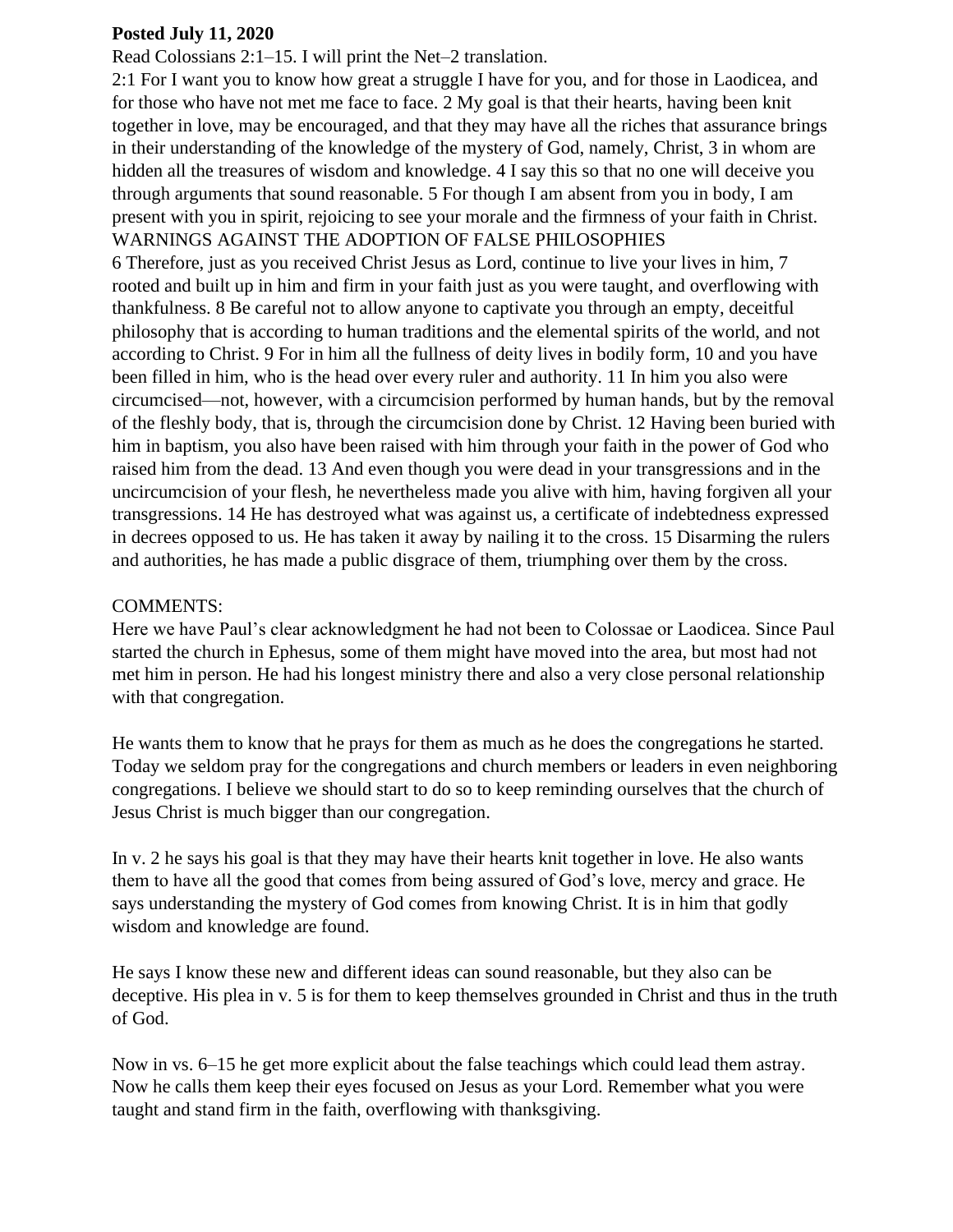**Posted July 11, 2020**

Read Colossians 2:1–15. I will print the Net–2 translation.

2:1 For I want you to know how great a struggle I have for you, and for those in Laodicea, and for those who have not met me face to face. 2 My goal is that their hearts, having been knit together in love, may be encouraged, and that they may have all the riches that assurance brings in their understanding of the knowledge of the mystery of God, namely, Christ, 3 in whom are hidden all the treasures of wisdom and knowledge. 4 I say this so that no one will deceive you through arguments that sound reasonable. 5 For though I am absent from you in body, I am present with you in spirit, rejoicing to see your morale and the firmness of your faith in Christ.

WARNINGS AGAINST THE ADOPTION OF FALSE PHILOSOPHIES

6 Therefore, just as you received Christ Jesus as Lord, continue to live your lives in him, 7 rooted and built up in him and firm in your faith just as you were taught, and overflowing with thankfulness. 8 Be careful not to allow anyone to captivate you through an empty, deceitful philosophy that is according to human traditions and the elemental spirits of the world, and not according to Christ. 9 For in him all the fullness of deity lives in bodily form, 10 and you have been filled in him, who is the head over every ruler and authority. 11 In him you also were circumcised—not, however, with a circumcision performed by human hands, but by the removal of the fleshly body, that is, through the circumcision done by Christ. 12 Having been buried with him in baptism, you also have been raised with him through your faith in the power of God who raised him from the dead. 13 And even though you were dead in your transgressions and in the uncircumcision of your flesh, he nevertheless made you alive with him, having forgiven all your transgressions. 14 He has destroyed what was against us, a certificate of indebtedness expressed in decrees opposed to us. He has taken it away by nailing it to the cross. 15 Disarming the rulers and authorities, he has made a public disgrace of them, triumphing over them by the cross.

COMMENTS:

Here we have Paul's clear acknowledgment he had not been to Colossae or Laodicea. Since Paul started the church in Ephesus, some of them might have moved into the area, but most had not met him in person. He had his longest ministry there and also a very close personal relationship with that congregation.

He wants them to know that he prays for them as much as he does the congregations he started. Today we seldom pray for the congregations and church members or leaders in even neighboring congregations. I believe we should start to do so to keep reminding ourselves that the church of Jesus Christ is much bigger than our congregation.

In v. 2 he says his goal is that they may have their hearts knit together in love. He also wants them to have all the good that comes from being assured of God's love, mercy and grace. He says understanding the mystery of God comes from knowing Christ. It is in him that godly wisdom and knowledge are found.

He says I know these new and different ideas can sound reasonable, but they also can be deceptive. His plea in v. 5 is for them to keep themselves grounded in Christ and thus in the truth of God.

Now in vs. 6–15 he get more explicit about the false teachings which could lead them astray. Now he calls them keep their eyes focused on Jesus as your Lord. Remember what you were taught and stand firm in the faith, overflowing with thanksgiving.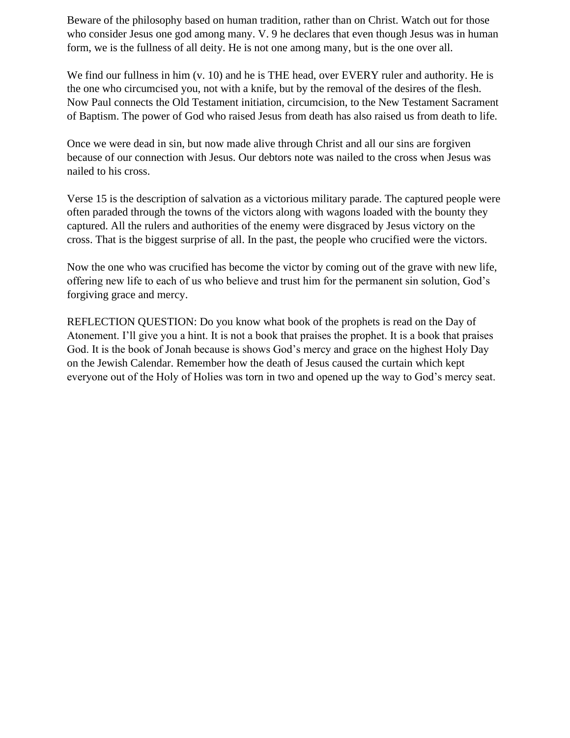Beware of the philosophy based on human tradition, rather than on Christ. Watch out for those who consider Jesus one god among many. V. 9 he declares that even though Jesus was in human form, we is the fullness of all deity. He is not one among many, but is the one over all.

We find our fullness in him (v. 10) and he is THE head, over EVERY ruler and authority. He is the one who circumcised you, not with a knife, but by the removal of the desires of the flesh. Now Paul connects the Old Testament initiation, circumcision, to the New Testament Sacrament of Baptism. The power of God who raised Jesus from death has also raised us from death to life.

Once we were dead in sin, but now made alive through Christ and all our sins are forgiven because of our connection with Jesus. Our debtors note was nailed to the cross when Jesus was nailed to his cross.

Verse 15 is the description of salvation as a victorious military parade. The captured people were often paraded through the towns of the victors along with wagons loaded with the bounty they captured. All the rulers and authorities of the enemy were disgraced by Jesus victory on the cross. That is the biggest surprise of all. In the past, the people who crucified were the victors.

Now the one who was crucified has become the victor by coming out of the grave with new life, offering new life to each of us who believe and trust him for the permanent sin solution, God's forgiving grace and mercy.

REFLECTION QUESTION: Do you know what book of the prophets is read on the Day of Atonement. I'll give you a hint. It is not a book that praises the prophet. It is a book that praises God. It is the book of Jonah because is shows God's mercy and grace on the highest Holy Day on the Jewish Calendar. Remember how the death of Jesus caused the curtain which kept everyone out of the Holy of Holies was torn in two and opened up the way to God's mercy seat.